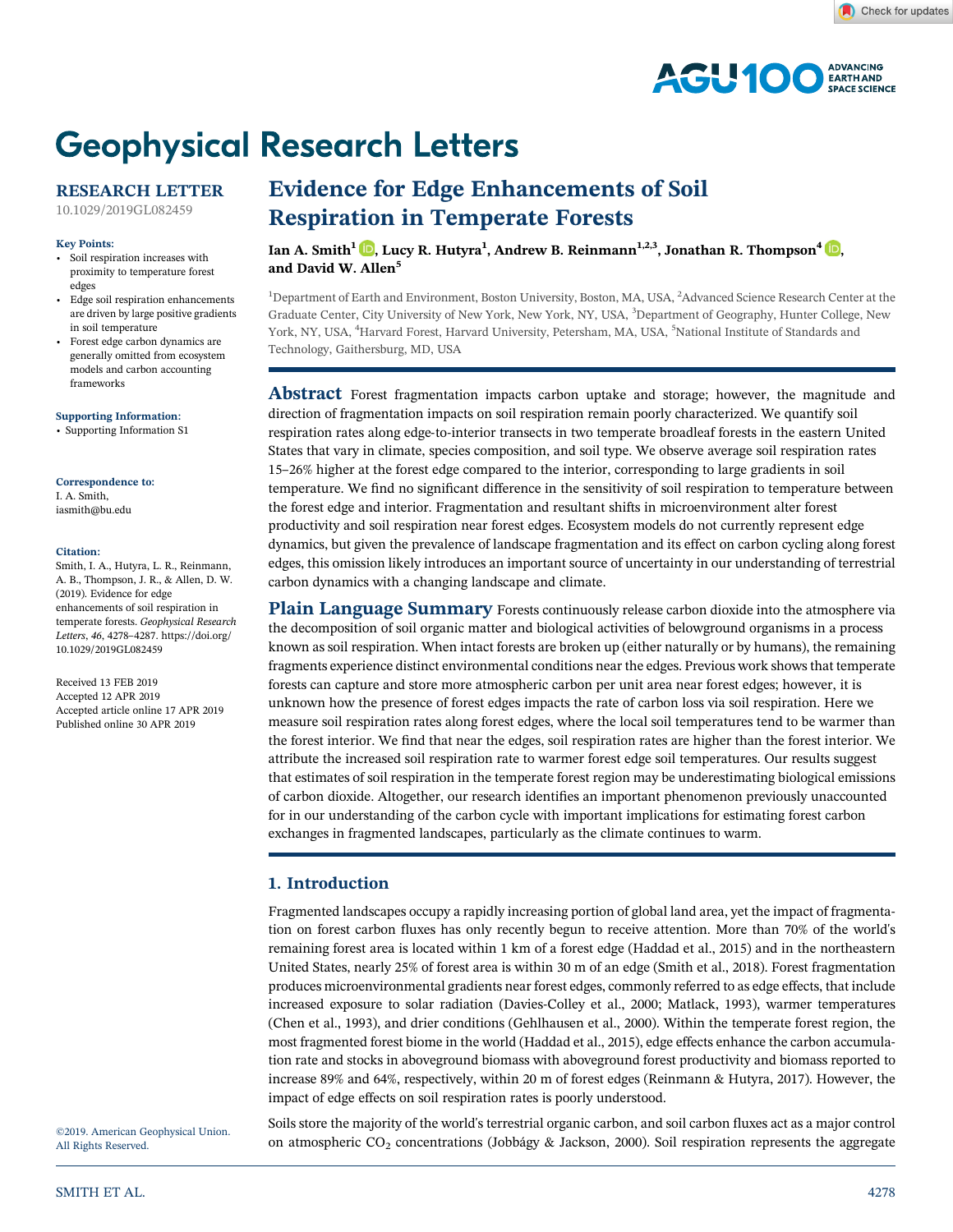# Geophysical Research Letters

RESEARCH LETTER

10.1029/2019GL082459

**Key Points:**

- Soil respiration increases with proximity to temperature forest edges
- Edge soil respiration enhancements are driven by large positive gradients in soil temperature
- Forest edge carbon dynamics are generally omitted from ecosystem models and carbon accounting frameworks

**Supporting Information:**

- Supporting Information S1

**Correspondence to:**

I. A. Smith,
iasmith@bu.edu

**Citation:**

Smith, I. A., Hutyra, L. R., Reinmann, A. B., Thompson, J. R., & Allen, D. W. (2019). Evidence for edge enhancements of soil respiration in temperate forests. *Geophysical Research Letters*, *46*, 4278–4287. https://doi.org/10.1029/2019GL082459

Received 13 FEB 2019
Accepted 12 APR 2019
Accepted article online 17 APR 2019
Published online 30 APR 2019

©2019. American Geophysical Union. All Rights Reserved.

## Evidence for Edge Enhancements of Soil Respiration in Temperate Forests

**Ian A. Smith[1], Lucy R. Hutyra[1], Andrew B. Reinmann[1,2,3], Jonathan R. Thompson[4], and David W. Allen[5]**

[1]Department of Earth and Environment, Boston University, Boston, MA, USA, [2]Advanced Science Research Center at the Graduate Center, City University of New York, New York, NY, USA, [3]Department of Geography, Hunter College, New York, NY, USA, [4]Harvard Forest, Harvard University, Petersham, MA, USA, [5]National Institute of Standards and Technology, Gaithersburg, MD, USA

**Abstract** Forest fragmentation impacts carbon uptake and storage; however, the magnitude and direction of fragmentation impacts on soil respiration remain poorly characterized. We quantify soil respiration rates along edge-to-interior transects in two temperate broadleaf forests in the eastern United States that vary in climate, species composition, and soil type. We observe average soil respiration rates 15–26% higher at the forest edge compared to the interior, corresponding to large gradients in soil temperature. We find no significant difference in the sensitivity of soil respiration to temperature between the forest edge and interior. Fragmentation and resultant shifts in microenvironment alter forest productivity and soil respiration near forest edges. Ecosystem models do not currently represent edge dynamics, but given the prevalence of landscape fragmentation and its effect on carbon cycling along forest edges, this omission likely introduces an important source of uncertainty in our understanding of terrestrial carbon dynamics with a changing landscape and climate.

**Plain Language Summary** Forests continuously release carbon dioxide into the atmosphere via the decomposition of soil organic matter and biological activities of belowground organisms in a process known as soil respiration. When intact forests are broken up (either naturally or by humans), the remaining fragments experience distinct environmental conditions near the edges. Previous work shows that temperate forests can capture and store more atmospheric carbon per unit area near forest edges; however, it is unknown how the presence of forest edges impacts the rate of carbon loss via soil respiration. Here we measure soil respiration rates along forest edges, where the local soil temperatures tend to be warmer than the forest interior. We find that near the edges, soil respiration rates are higher than the forest interior. We attribute the increased soil respiration rate to warmer forest edge soil temperatures. Our results suggest that estimates of soil respiration in the temperate forest region may be underestimating biological emissions of carbon dioxide. Altogether, our research identifies an important phenomenon previously unaccounted for in our understanding of the carbon cycle with important implications for estimating forest carbon exchanges in fragmented landscapes, particularly as the climate continues to warm.

## 1. Introduction

Fragmented landscapes occupy a rapidly increasing portion of global land area, yet the impact of fragmentation on forest carbon fluxes has only recently begun to receive attention. More than 70% of the world's remaining forest area is located within 1 km of a forest edge (Haddad et al., 2015) and in the northeastern United States, nearly 25% of forest area is within 30 m of an edge (Smith et al., 2018). Forest fragmentation produces microenvironmental gradients near forest edges, commonly referred to as edge effects, that include increased exposure to solar radiation (Davies-Colley et al., 2000; Matlack, 1993), warmer temperatures (Chen et al., 1993), and drier conditions (Gehlhausen et al., 2000). Within the temperate forest region, the most fragmented forest biome in the world (Haddad et al., 2015), edge effects enhance the carbon accumulation rate and stocks in aboveground biomass with aboveground forest productivity and biomass reported to increase 89% and 64%, respectively, within 20 m of forest edges (Reinmann & Hutyra, 2017). However, the impact of edge effects on soil respiration rates is poorly understood.

Soils store the majority of the world's terrestrial organic carbon, and soil carbon fluxes act as a major control on atmospheric $CO_2$ concentrations (Jobbágy & Jackson, 2000). Soil respiration represents the aggregate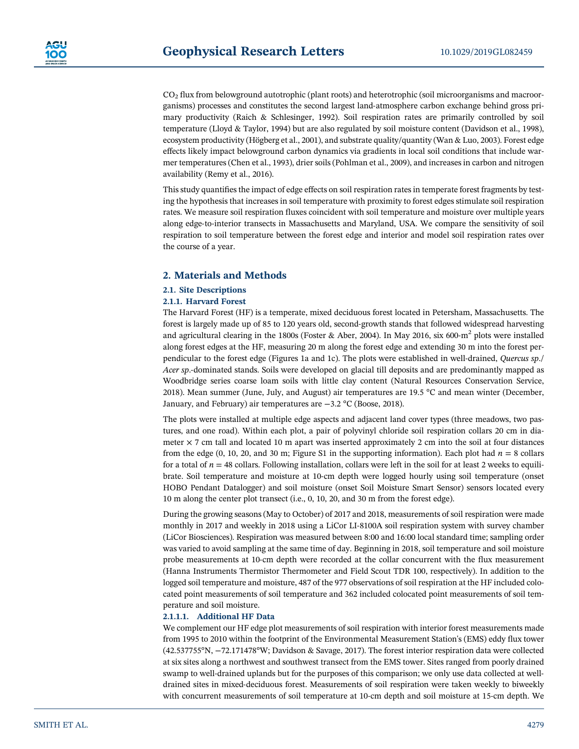$CO_2$ flux from belowground autotrophic (plant roots) and heterotrophic (soil microorganisms and macroorganisms) processes and constitutes the second largest land-atmosphere carbon exchange behind gross primary productivity (Raich & Schlesinger, 1992). Soil respiration rates are primarily controlled by soil temperature (Lloyd & Taylor, 1994) but are also regulated by soil moisture content (Davidson et al., 1998), ecosystem productivity (Högberg et al., 2001), and substrate quality/quantity (Wan & Luo, 2003). Forest edge effects likely impact belowground carbon dynamics via gradients in local soil conditions that include warmer temperatures (Chen et al., 1993), drier soils (Pohlman et al., 2009), and increases in carbon and nitrogen availability (Remy et al., 2016).

This study quantifies the impact of edge effects on soil respiration rates in temperate forest fragments by testing the hypothesis that increases in soil temperature with proximity to forest edges stimulate soil respiration rates. We measure soil respiration fluxes coincident with soil temperature and moisture over multiple years along edge-to-interior transects in Massachusetts and Maryland, USA. We compare the sensitivity of soil respiration to soil temperature between the forest edge and interior and model soil respiration rates over the course of a year.

## 2. Materials and Methods

### 2.1. Site Descriptions

#### 2.1.1. Harvard Forest

The Harvard Forest (HF) is a temperate, mixed deciduous forest located in Petersham, Massachusetts. The forest is largely made up of 85 to 120 years old, second-growth stands that followed widespread harvesting and agricultural clearing in the 1800s (Foster & Aber, 2004). In May 2016, six 600-$m^2$ plots were installed along forest edges at the HF, measuring 20 m along the forest edge and extending 30 m into the forest perpendicular to the forest edge (Figures 1a and 1c). The plots were established in well-drained, *Quercus sp.*/*Acer sp.*-dominated stands. Soils were developed on glacial till deposits and are predominantly mapped as Woodbridge series coarse loam soils with little clay content (Natural Resources Conservation Service, 2018). Mean summer (June, July, and August) air temperatures are 19.5 °C and mean winter (December, January, and February) air temperatures are −3.2 °C (Boose, 2018).

The plots were installed at multiple edge aspects and adjacent land cover types (three meadows, two pastures, and one road). Within each plot, a pair of polyvinyl chloride soil respiration collars 20 cm in diameter × 7 cm tall and located 10 m apart was inserted approximately 2 cm into the soil at four distances from the edge (0, 10, 20, and 30 m; Figure S1 in the supporting information). Each plot had $n = 8$ collars for a total of $n = 48$ collars. Following installation, collars were left in the soil for at least 2 weeks to equilibrate. Soil temperature and moisture at 10-cm depth were logged hourly using soil temperature (onset HOBO Pendant Datalogger) and soil moisture (onset Soil Moisture Smart Sensor) sensors located every 10 m along the center plot transect (i.e., 0, 10, 20, and 30 m from the forest edge).

During the growing seasons (May to October) of 2017 and 2018, measurements of soil respiration were made monthly in 2017 and weekly in 2018 using a LiCor LI-8100A soil respiration system with survey chamber (LiCor Biosciences). Respiration was measured between 8:00 and 16:00 local standard time; sampling order was varied to avoid sampling at the same time of day. Beginning in 2018, soil temperature and soil moisture probe measurements at 10-cm depth were recorded at the collar concurrent with the flux measurement (Hanna Instruments Thermistor Thermometer and Field Scout TDR 100, respectively). In addition to the logged soil temperature and moisture, 487 of the 977 observations of soil respiration at the HF included colocated point measurements of soil temperature and 362 included colocated point measurements of soil temperature and soil moisture.

##### 2.1.1.1. Additional HF Data

We complement our HF edge plot measurements of soil respiration with interior forest measurements made from 1995 to 2010 within the footprint of the Environmental Measurement Station's (EMS) eddy flux tower (42.537755°N, −72.171478°W; Davidson & Savage, 2017). The forest interior respiration data were collected at six sites along a northwest and southwest transect from the EMS tower. Sites ranged from poorly drained swamp to well-drained uplands but for the purposes of this comparison; we only use data collected at well-drained sites in mixed-deciduous forest. Measurements of soil respiration were taken weekly to biweekly with concurrent measurements of soil temperature at 10-cm depth and soil moisture at 15-cm depth. We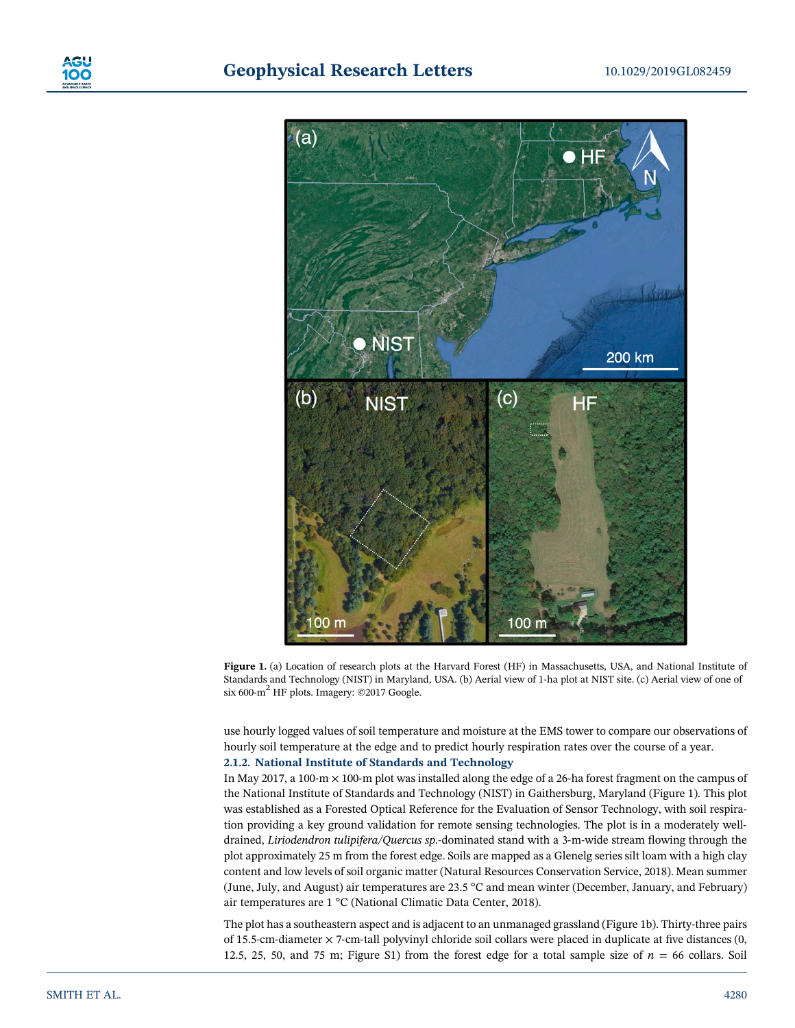Figure 1. (a) Location of research plots at the Harvard Forest (HF) in Massachusetts, USA, and National Institute of Standards and Technology (NIST) in Maryland, USA. (b) Aerial view of 1-ha plot at NIST site. (c) Aerial view of one of six 600-m$^2$ HF plots. Imagery: ©2017 Google.

use hourly logged values of soil temperature and moisture at the EMS tower to compare our observations of hourly soil temperature at the edge and to predict hourly respiration rates over the course of a year.

#### 2.1.2. National Institute of Standards and Technology

In May 2017, a 100-m × 100-m plot was installed along the edge of a 26-ha forest fragment on the campus of the National Institute of Standards and Technology (NIST) in Gaithersburg, Maryland (Figure 1). This plot was established as a Forested Optical Reference for the Evaluation of Sensor Technology, with soil respiration providing a key ground validation for remote sensing technologies. The plot is in a moderately well-drained, *Liriodendron tulipifera/Quercus sp*.-dominated stand with a 3-m-wide stream flowing through the plot approximately 25 m from the forest edge. Soils are mapped as a Glenelg series silt loam with a high clay content and low levels of soil organic matter (Natural Resources Conservation Service, 2018). Mean summer (June, July, and August) air temperatures are 23.5 °C and mean winter (December, January, and February) air temperatures are 1 °C (National Climatic Data Center, 2018).

The plot has a southeastern aspect and is adjacent to an unmanaged grassland (Figure 1b). Thirty-three pairs of 15.5-cm-diameter × 7-cm-tall polyvinyl chloride soil collars were placed in duplicate at five distances (0, 12.5, 25, 50, and 75 m; Figure S1) from the forest edge for a total sample size of $n$ = 66 collars. Soil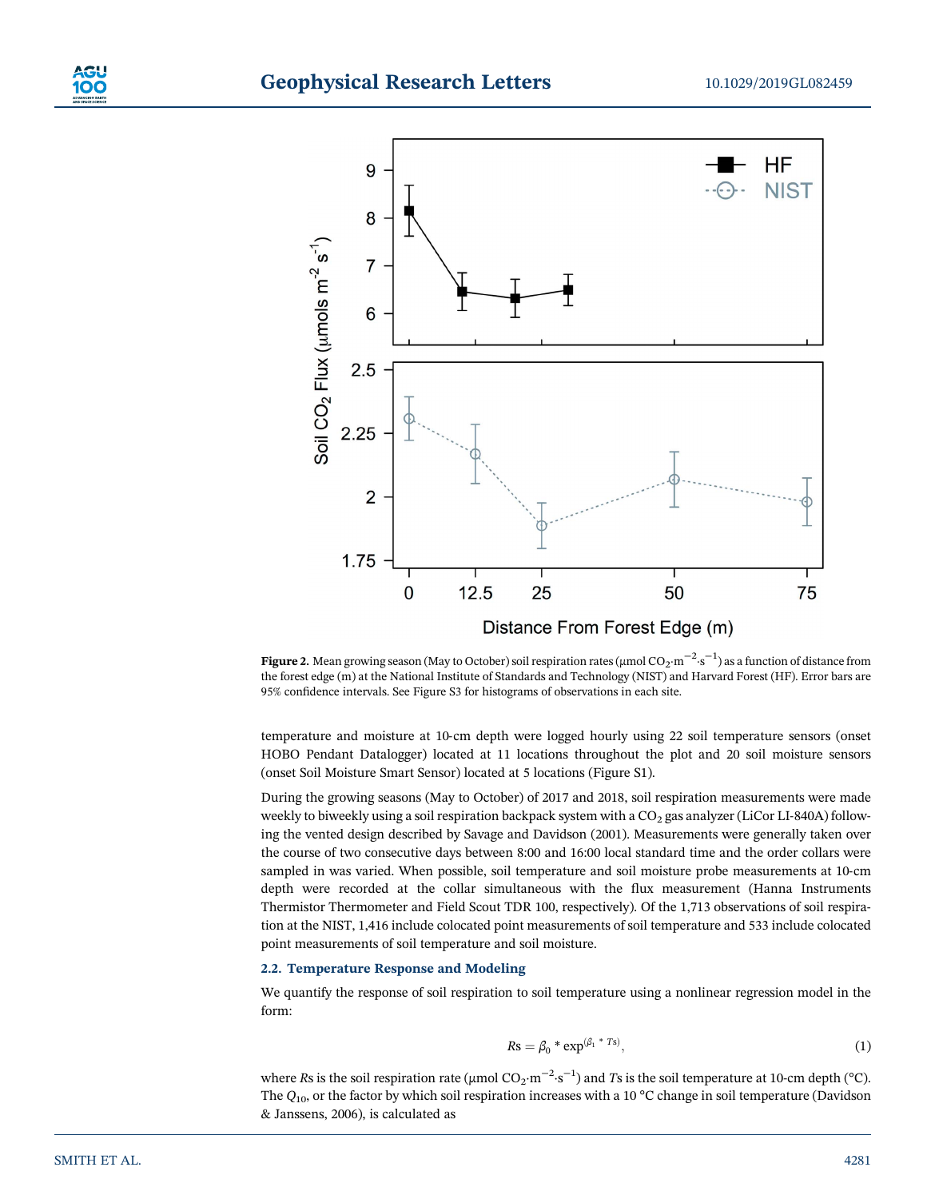**Figure 2.** Mean growing season (May to October) soil respiration rates (μmol $CO_2 \cdot m^{-2} \cdot s^{-1}$) as a function of distance from the forest edge (m) at the National Institute of Standards and Technology (NIST) and Harvard Forest (HF). Error bars are 95% confidence intervals. See Figure S3 for histograms of observations in each site.

temperature and moisture at 10-cm depth were logged hourly using 22 soil temperature sensors (onset HOBO Pendant Datalogger) located at 11 locations throughout the plot and 20 soil moisture sensors (onset Soil Moisture Smart Sensor) located at 5 locations (Figure S1).

During the growing seasons (May to October) of 2017 and 2018, soil respiration measurements were made weekly to biweekly using a soil respiration backpack system with a $CO_2$ gas analyzer (LiCor LI-840A) following the vented design described by Savage and Davidson (2001). Measurements were generally taken over the course of two consecutive days between 8:00 and 16:00 local standard time and the order collars were sampled in was varied. When possible, soil temperature and soil moisture probe measurements at 10-cm depth were recorded at the collar simultaneous with the flux measurement (Hanna Instruments Thermistor Thermometer and Field Scout TDR 100, respectively). Of the 1,713 observations of soil respiration at the NIST, 1,416 include colocated point measurements of soil temperature and 533 include colocated point measurements of soil temperature and soil moisture.

### 2.2. Temperature Response and Modeling

We quantify the response of soil respiration to soil temperature using a nonlinear regression model in the form:

$$Rs = \beta_0 * \exp^{(\beta_1 * Ts)}, \tag{1}$$

where $Rs$ is the soil respiration rate (μmol $CO_2 \cdot m^{-2} \cdot s^{-1}$) and $Ts$ is the soil temperature at 10-cm depth (°C). The $Q_{10}$, or the factor by which soil respiration increases with a 10 °C change in soil temperature (Davidson & Janssens, 2006), is calculated as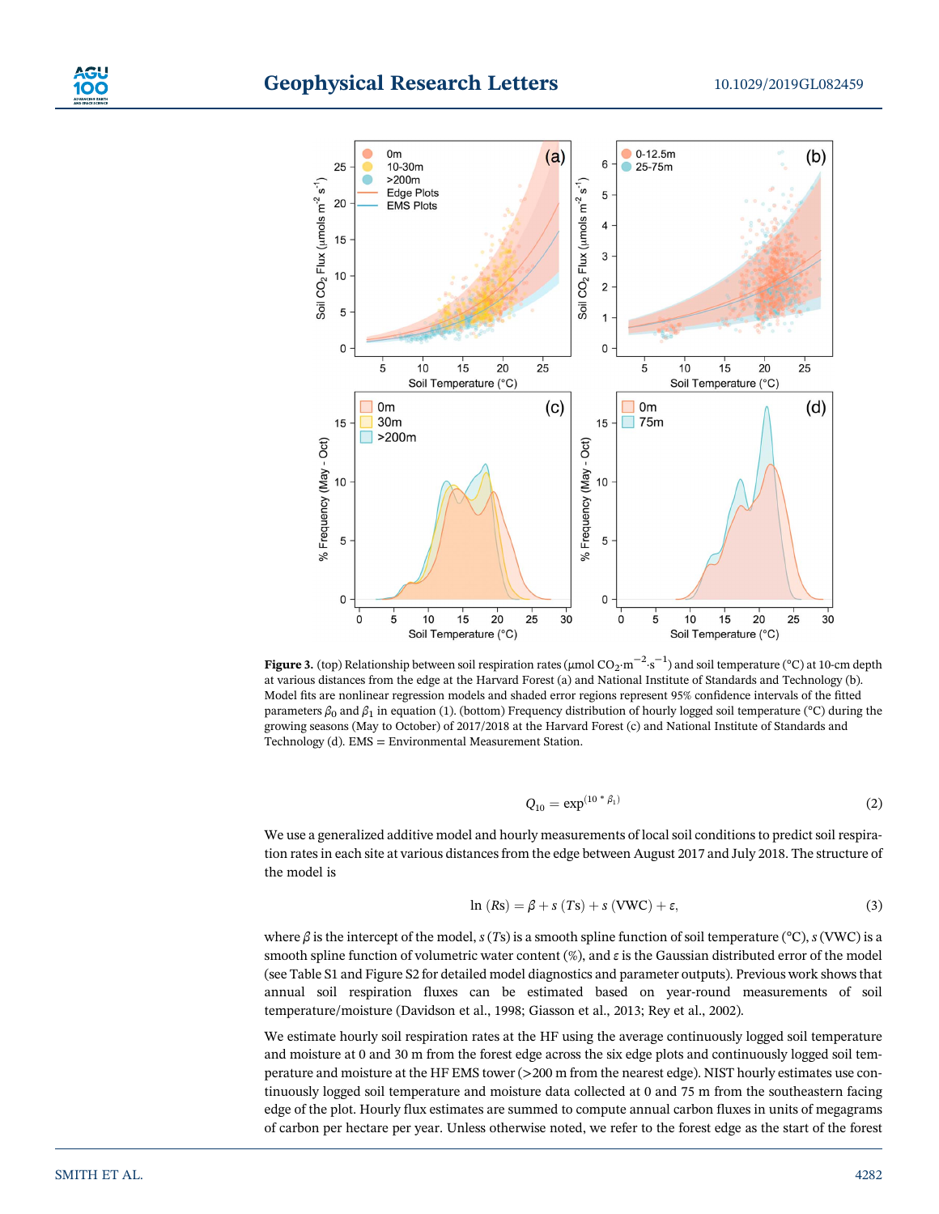**Figure 3.** (top) Relationship between soil respiration rates (μmol $CO_2 \cdot m^{-2} \cdot s^{-1}$) and soil temperature (°C) at 10-cm depth at various distances from the edge at the Harvard Forest (a) and National Institute of Standards and Technology (b). Model fits are nonlinear regression models and shaded error regions represent 95% confidence intervals of the fitted parameters $\beta_0$ and $\beta_1$ in equation (1). (bottom) Frequency distribution of hourly logged soil temperature (°C) during the growing seasons (May to October) of 2017/2018 at the Harvard Forest (c) and National Institute of Standards and Technology (d). EMS = Environmental Measurement Station.

$$Q_{10} = \exp^{(10 * \beta_1)} \tag{2}$$

We use a generalized additive model and hourly measurements of local soil conditions to predict soil respiration rates in each site at various distances from the edge between August 2017 and July 2018. The structure of the model is

$$\ln(Rs) = \beta + s(Ts) + s(\text{VWC}) + \varepsilon, \tag{3}$$

where $\beta$ is the intercept of the model, $s(Ts)$ is a smooth spline function of soil temperature (°C), $s(\text{VWC})$ is a smooth spline function of volumetric water content (%), and $\varepsilon$ is the Gaussian distributed error of the model (see Table S1 and Figure S2 for detailed model diagnostics and parameter outputs). Previous work shows that annual soil respiration fluxes can be estimated based on year-round measurements of soil temperature/moisture (Davidson et al., 1998; Giasson et al., 2013; Rey et al., 2002).

We estimate hourly soil respiration rates at the HF using the average continuously logged soil temperature and moisture at 0 and 30 m from the forest edge across the six edge plots and continuously logged soil temperature and moisture at the HF EMS tower (>200 m from the nearest edge). NIST hourly estimates use continuously logged soil temperature and moisture data collected at 0 and 75 m from the southeastern facing edge of the plot. Hourly flux estimates are summed to compute annual carbon fluxes in units of megagrams of carbon per hectare per year. Unless otherwise noted, we refer to the forest edge as the start of the forest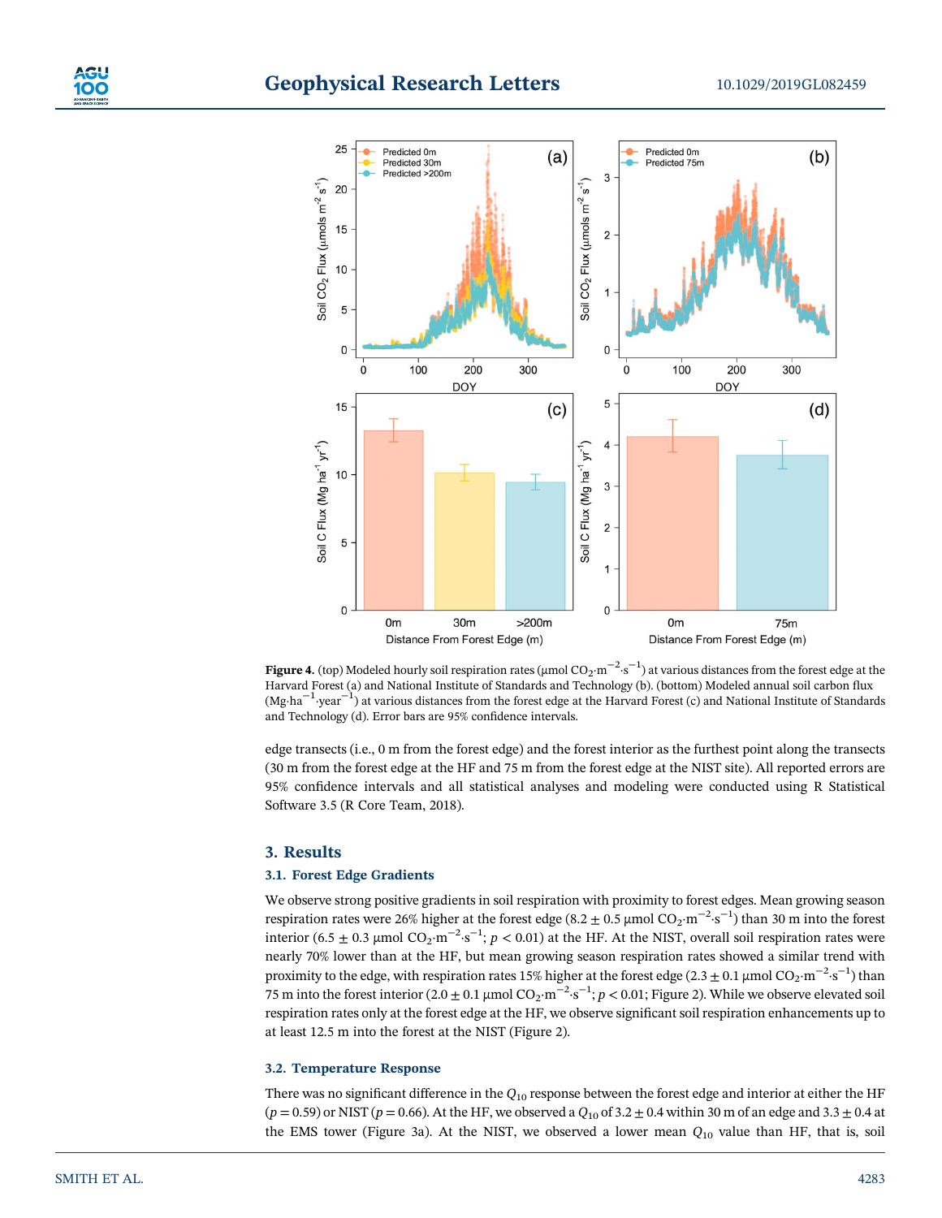**Figure 4.** (top) Modeled hourly soil respiration rates ($\mu$mol $CO_2 \cdot m^{-2} \cdot s^{-1}$) at various distances from the forest edge at the Harvard Forest (a) and National Institute of Standards and Technology (b). (bottom) Modeled annual soil carbon flux ($Mg \cdot ha^{-1} \cdot year^{-1}$) at various distances from the forest edge at the Harvard Forest (c) and National Institute of Standards and Technology (d). Error bars are 95% confidence intervals.

edge transects (i.e., 0 m from the forest edge) and the forest interior as the furthest point along the transects (30 m from the forest edge at the HF and 75 m from the forest edge at the NIST site). All reported errors are 95% confidence intervals and all statistical analyses and modeling were conducted using R Statistical Software 3.5 (R Core Team, 2018).

## 3. Results

### 3.1. Forest Edge Gradients

We observe strong positive gradients in soil respiration with proximity to forest edges. Mean growing season respiration rates were 26% higher at the forest edge ($8.2 \pm 0.5$ $\mu$mol $CO_2 \cdot m^{-2} \cdot s^{-1}$) than 30 m into the forest interior ($6.5 \pm 0.3$ $\mu$mol $CO_2 \cdot m^{-2} \cdot s^{-1}$; $p < 0.01$) at the HF. At the NIST, overall soil respiration rates were nearly 70% lower than at the HF, but mean growing season respiration rates showed a similar trend with proximity to the edge, with respiration rates 15% higher at the forest edge ($2.3 \pm 0.1$ $\mu$mol $CO_2 \cdot m^{-2} \cdot s^{-1}$) than 75 m into the forest interior ($2.0 \pm 0.1$ $\mu$mol $CO_2 \cdot m^{-2} \cdot s^{-1}$; $p < 0.01$; Figure 2). While we observe elevated soil respiration rates only at the forest edge at the HF, we observe significant soil respiration enhancements up to at least 12.5 m into the forest at the NIST (Figure 2).

### 3.2. Temperature Response

There was no significant difference in the $Q_{10}$ response between the forest edge and interior at either the HF ($p = 0.59$) or NIST ($p = 0.66$). At the HF, we observed a $Q_{10}$ of $3.2 \pm 0.4$ within 30 m of an edge and $3.3 \pm 0.4$ at the EMS tower (Figure 3a). At the NIST, we observed a lower mean $Q_{10}$ value than HF, that is, soil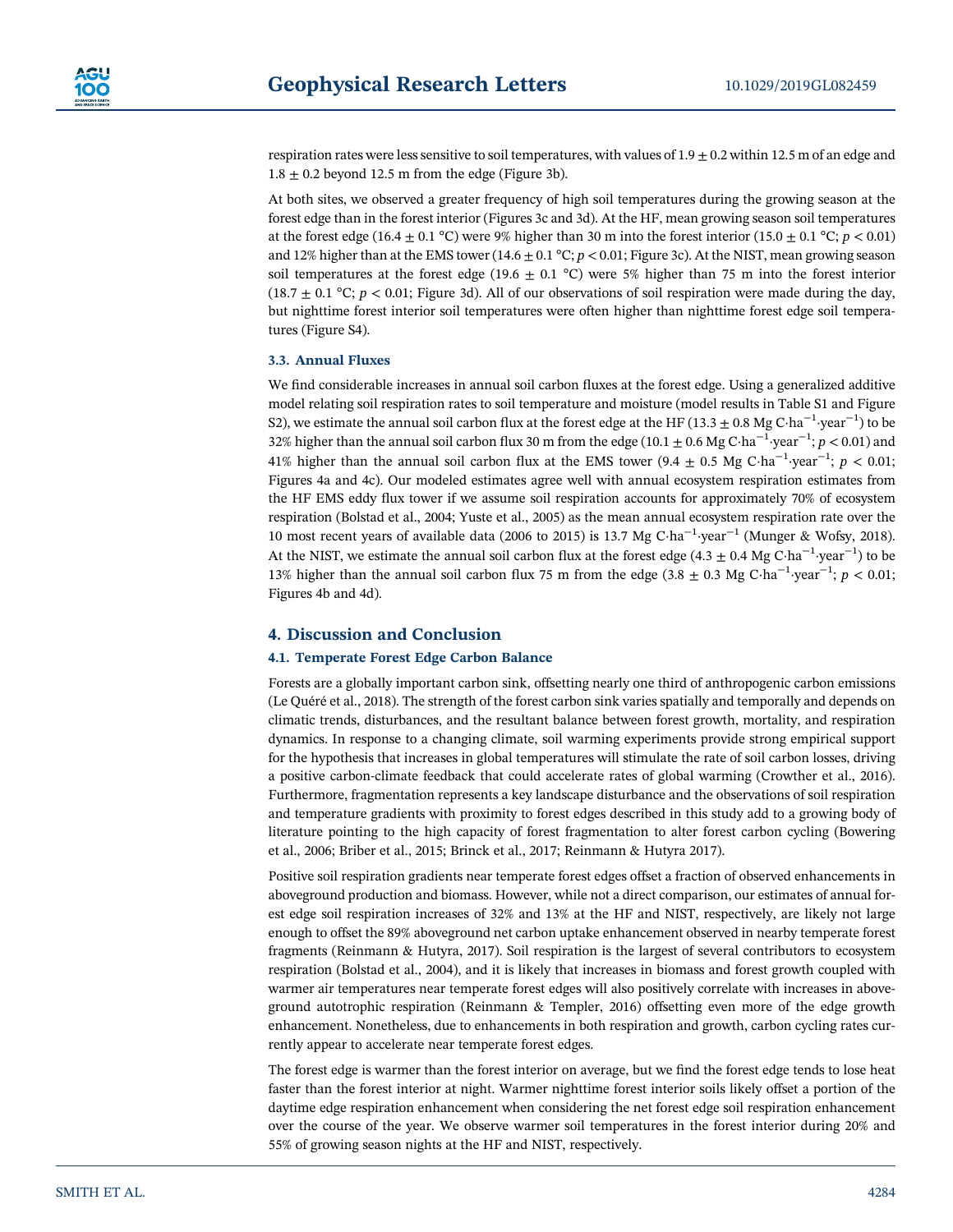respiration rates were less sensitive to soil temperatures, with values of $1.9 \pm 0.2$ within 12.5 m of an edge and $1.8 \pm 0.2$ beyond 12.5 m from the edge (Figure 3b).

At both sites, we observed a greater frequency of high soil temperatures during the growing season at the forest edge than in the forest interior (Figures 3c and 3d). At the HF, mean growing season soil temperatures at the forest edge ($16.4 \pm 0.1$ °C) were 9% higher than 30 m into the forest interior ($15.0 \pm 0.1$ °C; $p < 0.01$) and 12% higher than at the EMS tower ($14.6 \pm 0.1$ °C; $p < 0.01$; Figure 3c). At the NIST, mean growing season soil temperatures at the forest edge ($19.6 \pm 0.1$ °C) were 5% higher than 75 m into the forest interior ($18.7 \pm 0.1$ °C; $p < 0.01$; Figure 3d). All of our observations of soil respiration were made during the day, but nighttime forest interior soil temperatures were often higher than nighttime forest edge soil temperatures (Figure S4).

### 3.3. Annual Fluxes

We find considerable increases in annual soil carbon fluxes at the forest edge. Using a generalized additive model relating soil respiration rates to soil temperature and moisture (model results in Table S1 and Figure S2), we estimate the annual soil carbon flux at the forest edge at the HF ($13.3 \pm 0.8$ Mg C·ha$^{-1}$·year$^{-1}$) to be 32% higher than the annual soil carbon flux 30 m from the edge ($10.1 \pm 0.6$ Mg C·ha$^{-1}$·year$^{-1}$; $p < 0.01$) and 41% higher than the annual soil carbon flux at the EMS tower ($9.4 \pm 0.5$ Mg C·ha$^{-1}$·year$^{-1}$; $p < 0.01$; Figures 4a and 4c). Our modeled estimates agree well with annual ecosystem respiration estimates from the HF EMS eddy flux tower if we assume soil respiration accounts for approximately 70% of ecosystem respiration (Bolstad et al., 2004; Yuste et al., 2005) as the mean annual ecosystem respiration rate over the 10 most recent years of available data (2006 to 2015) is 13.7 Mg C·ha$^{-1}$·year$^{-1}$ (Munger & Wofsy, 2018). At the NIST, we estimate the annual soil carbon flux at the forest edge ($4.3 \pm 0.4$ Mg C·ha$^{-1}$·year$^{-1}$) to be 13% higher than the annual soil carbon flux 75 m from the edge ($3.8 \pm 0.3$ Mg C·ha$^{-1}$·year$^{-1}$; $p < 0.01$; Figures 4b and 4d).

## 4. Discussion and Conclusion

### 4.1. Temperate Forest Edge Carbon Balance

Forests are a globally important carbon sink, offsetting nearly one third of anthropogenic carbon emissions (Le Quéré et al., 2018). The strength of the forest carbon sink varies spatially and temporally and depends on climatic trends, disturbances, and the resultant balance between forest growth, mortality, and respiration dynamics. In response to a changing climate, soil warming experiments provide strong empirical support for the hypothesis that increases in global temperatures will stimulate the rate of soil carbon losses, driving a positive carbon-climate feedback that could accelerate rates of global warming (Crowther et al., 2016). Furthermore, fragmentation represents a key landscape disturbance and the observations of soil respiration and temperature gradients with proximity to forest edges described in this study add to a growing body of literature pointing to the high capacity of forest fragmentation to alter forest carbon cycling (Bowering et al., 2006; Briber et al., 2015; Brinck et al., 2017; Reinmann & Hutyra 2017).

Positive soil respiration gradients near temperate forest edges offset a fraction of observed enhancements in aboveground production and biomass. However, while not a direct comparison, our estimates of annual forest edge soil respiration increases of 32% and 13% at the HF and NIST, respectively, are likely not large enough to offset the 89% aboveground net carbon uptake enhancement observed in nearby temperate forest fragments (Reinmann & Hutyra, 2017). Soil respiration is the largest of several contributors to ecosystem respiration (Bolstad et al., 2004), and it is likely that increases in biomass and forest growth coupled with warmer air temperatures near temperate forest edges will also positively correlate with increases in aboveground autotrophic respiration (Reinmann & Templer, 2016) offsetting even more of the edge growth enhancement. Nonetheless, due to enhancements in both respiration and growth, carbon cycling rates currently appear to accelerate near temperate forest edges.

The forest edge is warmer than the forest interior on average, but we find the forest edge tends to lose heat faster than the forest interior at night. Warmer nighttime forest interior soils likely offset a portion of the daytime edge respiration enhancement when considering the net forest edge soil respiration enhancement over the course of the year. We observe warmer soil temperatures in the forest interior during 20% and 55% of growing season nights at the HF and NIST, respectively.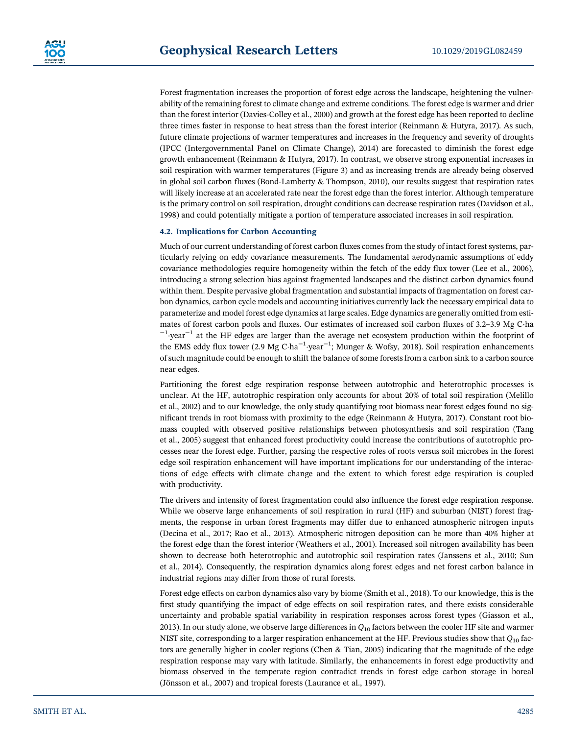Forest fragmentation increases the proportion of forest edge across the landscape, heightening the vulnerability of the remaining forest to climate change and extreme conditions. The forest edge is warmer and drier than the forest interior (Davies-Colley et al., 2000) and growth at the forest edge has been reported to decline three times faster in response to heat stress than the forest interior (Reinmann & Hutyra, 2017). As such, future climate projections of warmer temperatures and increases in the frequency and severity of droughts (IPCC (Intergovernmental Panel on Climate Change), 2014) are forecasted to diminish the forest edge growth enhancement (Reinmann & Hutyra, 2017). In contrast, we observe strong exponential increases in soil respiration with warmer temperatures (Figure 3) and as increasing trends are already being observed in global soil carbon fluxes (Bond-Lamberty & Thompson, 2010), our results suggest that respiration rates will likely increase at an accelerated rate near the forest edge than the forest interior. Although temperature is the primary control on soil respiration, drought conditions can decrease respiration rates (Davidson et al., 1998) and could potentially mitigate a portion of temperature associated increases in soil respiration.

### 4.2. Implications for Carbon Accounting

Much of our current understanding of forest carbon fluxes comes from the study of intact forest systems, particularly relying on eddy covariance measurements. The fundamental aerodynamic assumptions of eddy covariance methodologies require homogeneity within the fetch of the eddy flux tower (Lee et al., 2006), introducing a strong selection bias against fragmented landscapes and the distinct carbon dynamics found within them. Despite pervasive global fragmentation and substantial impacts of fragmentation on forest carbon dynamics, carbon cycle models and accounting initiatives currently lack the necessary empirical data to parameterize and model forest edge dynamics at large scales. Edge dynamics are generally omitted from estimates of forest carbon pools and fluxes. Our estimates of increased soil carbon fluxes of 3.2–3.9 Mg C·ha$^{-1}$·year$^{-1}$ at the HF edges are larger than the average net ecosystem production within the footprint of the EMS eddy flux tower (2.9 Mg C·ha$^{-1}$·year$^{-1}$; Munger & Wofsy, 2018). Soil respiration enhancements of such magnitude could be enough to shift the balance of some forests from a carbon sink to a carbon source near edges.

Partitioning the forest edge respiration response between autotrophic and heterotrophic processes is unclear. At the HF, autotrophic respiration only accounts for about 20% of total soil respiration (Melillo et al., 2002) and to our knowledge, the only study quantifying root biomass near forest edges found no significant trends in root biomass with proximity to the edge (Reinmann & Hutyra, 2017). Constant root biomass coupled with observed positive relationships between photosynthesis and soil respiration (Tang et al., 2005) suggest that enhanced forest productivity could increase the contributions of autotrophic processes near the forest edge. Further, parsing the respective roles of roots versus soil microbes in the forest edge soil respiration enhancement will have important implications for our understanding of the interactions of edge effects with climate change and the extent to which forest edge respiration is coupled with productivity.

The drivers and intensity of forest fragmentation could also influence the forest edge respiration response. While we observe large enhancements of soil respiration in rural (HF) and suburban (NIST) forest fragments, the response in urban forest fragments may differ due to enhanced atmospheric nitrogen inputs (Decina et al., 2017; Rao et al., 2013). Atmospheric nitrogen deposition can be more than 40% higher at the forest edge than the forest interior (Weathers et al., 2001). Increased soil nitrogen availability has been shown to decrease both heterotrophic and autotrophic soil respiration rates (Janssens et al., 2010; Sun et al., 2014). Consequently, the respiration dynamics along forest edges and net forest carbon balance in industrial regions may differ from those of rural forests.

Forest edge effects on carbon dynamics also vary by biome (Smith et al., 2018). To our knowledge, this is the first study quantifying the impact of edge effects on soil respiration rates, and there exists considerable uncertainty and probable spatial variability in respiration responses across forest types (Giasson et al., 2013). In our study alone, we observe large differences in $Q_{10}$ factors between the cooler HF site and warmer NIST site, corresponding to a larger respiration enhancement at the HF. Previous studies show that $Q_{10}$ factors are generally higher in cooler regions (Chen & Tian, 2005) indicating that the magnitude of the edge respiration response may vary with latitude. Similarly, the enhancements in forest edge productivity and biomass observed in the temperate region contradict trends in forest edge carbon storage in boreal (Jönsson et al., 2007) and tropical forests (Laurance et al., 1997).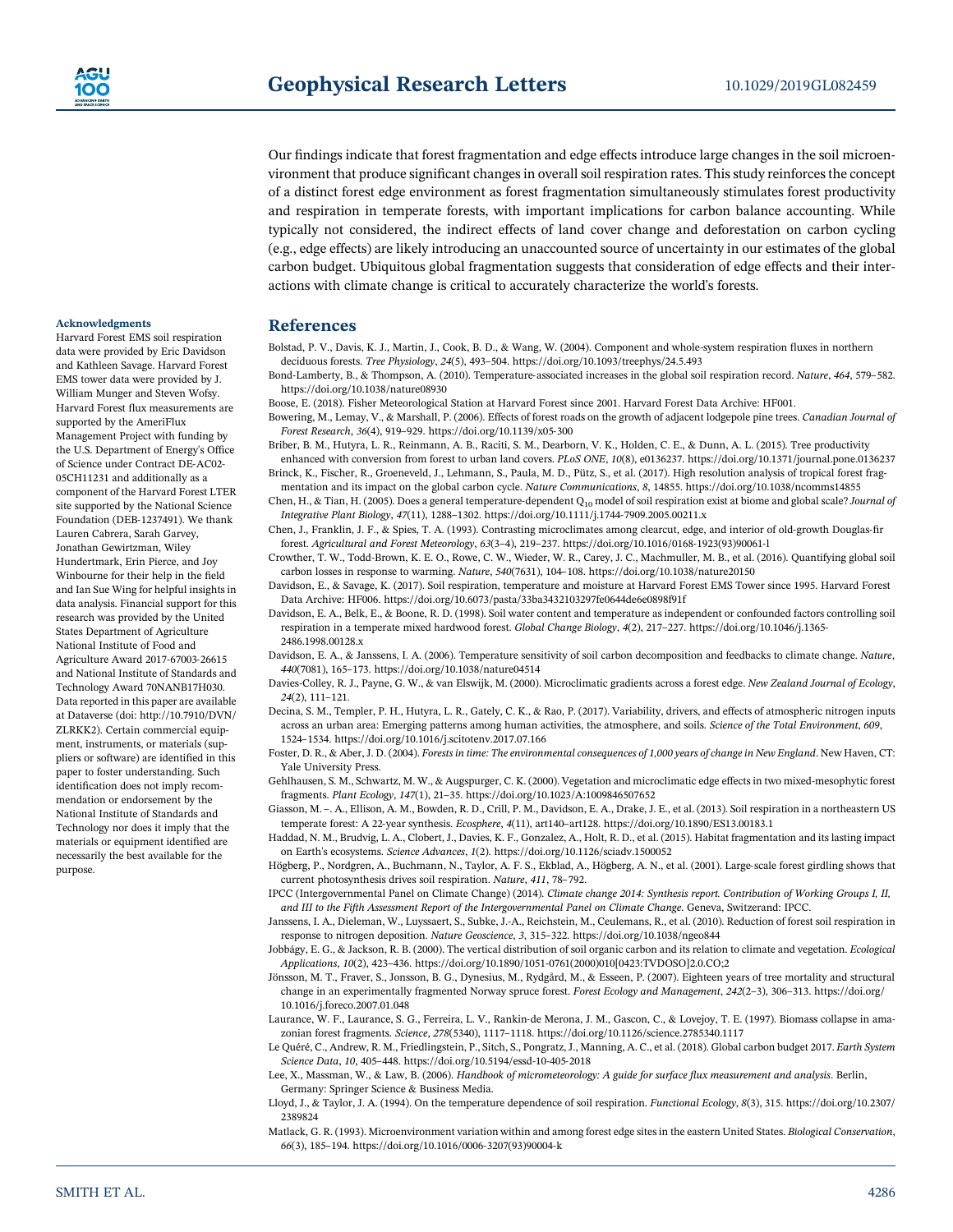Our findings indicate that forest fragmentation and edge effects introduce large changes in the soil microenvironment that produce significant changes in overall soil respiration rates. This study reinforces the concept of a distinct forest edge environment as forest fragmentation simultaneously stimulates forest productivity and respiration in temperate forests, with important implications for carbon balance accounting. While typically not considered, the indirect effects of land cover change and deforestation on carbon cycling (e.g., edge effects) are likely introducing an unaccounted source of uncertainty in our estimates of the global carbon budget. Ubiquitous global fragmentation suggests that consideration of edge effects and their interactions with climate change is critical to accurately characterize the world's forests.

## Acknowledgments

Harvard Forest EMS soil respiration data were provided by Eric Davidson and Kathleen Savage. Harvard Forest EMS tower data were provided by J. William Munger and Steven Wofsy. Harvard Forest flux measurements are supported by the AmeriFlux Management Project with funding by the U.S. Department of Energy's Office of Science under Contract DE-AC02-05CH11231 and additionally as a component of the Harvard Forest LTER site supported by the National Science Foundation (DEB-1237491). We thank Lauren Cabrera, Sarah Garvey, Jonathan Gewirtzman, Wiley Hundertmark, Erin Pierce, and Joy Winbourne for their help in the field and Ian Sue Wing for helpful insights in data analysis. Financial support for this research was provided by the United States Department of Agriculture National Institute of Food and Agriculture Award 2017-67003-26615 and National Institute of Standards and Technology Award 70NANB17H030. Data reported in this paper are available at Dataverse (doi: http://10.7910/DVN/ZLRKK2). Certain commercial equipment, instruments, or materials (suppliers or software) are identified in this paper to foster understanding. Such identification does not imply recommendation or endorsement by the National Institute of Standards and Technology nor does it imply that the materials or equipment identified are necessarily the best available for the purpose.

## References

Bolstad, P. V., Davis, K. J., Martin, J., Cook, B. D., & Wang, W. (2004). Component and whole-system respiration fluxes in northern deciduous forests. *Tree Physiology*, *24*(5), 493–504. https://doi.org/10.1093/treephys/24.5.493

Bond-Lamberty, B., & Thompson, A. (2010). Temperature-associated increases in the global soil respiration record. *Nature*, *464*, 579–582. https://doi.org/10.1038/nature08930

Boose, E. (2018). Fisher Meteorological Station at Harvard Forest since 2001. Harvard Forest Data Archive: HF001.

Bowering, M., Lemay, V., & Marshall, P. (2006). Effects of forest roads on the growth of adjacent lodgepole pine trees. *Canadian Journal of Forest Research*, *36*(4), 919–929. https://doi.org/10.1139/x05-300

Briber, B. M., Hutyra, L. R., Reinmann, A. B., Raciti, S. M., Dearborn, V. K., Holden, C. E., & Dunn, A. L. (2015). Tree productivity enhanced with conversion from forest to urban land covers. *PLoS ONE*, *10*(8), e0136237. https://doi.org/10.1371/journal.pone.0136237

Brinck, K., Fischer, R., Groeneveld, J., Lehmann, S., Paula, M. D., Pütz, S., et al. (2017). High resolution analysis of tropical forest fragmentation and its impact on the global carbon cycle. *Nature Communications*, *8*, 14855. https://doi.org/10.1038/ncomms14855

Chen, H., & Tian, H. (2005). Does a general temperature-dependent $Q_{10}$ model of soil respiration exist at biome and global scale? *Journal of Integrative Plant Biology*, *47*(11), 1288–1302. https://doi.org/10.1111/j.1744-7909.2005.00211.x

Chen, J., Franklin, J. F., & Spies, T. A. (1993). Contrasting microclimates among clearcut, edge, and interior of old-growth Douglas-fir forest. *Agricultural and Forest Meteorology*, *63*(3–4), 219–237. https://doi.org/10.1016/0168-1923(93)90061-l

Crowther, T. W., Todd-Brown, K. E. O., Rowe, C. W., Wieder, W. R., Carey, J. C., Machmuller, M. B., et al. (2016). Quantifying global soil carbon losses in response to warming. *Nature*, *540*(7631), 104–108. https://doi.org/10.1038/nature20150

Davidson, E., & Savage, K. (2017). Soil respiration, temperature and moisture at Harvard Forest EMS Tower since 1995. Harvard Forest Data Archive: HF006. https://doi.org/10.6073/pasta/33ba3432103297fe0644de6e0898f91f

Davidson, E. A., Belk, E., & Boone, R. D. (1998). Soil water content and temperature as independent or confounded factors controlling soil respiration in a temperate mixed hardwood forest. *Global Change Biology*, *4*(2), 217–227. https://doi.org/10.1046/j.1365-2486.1998.00128.x

Davidson, E. A., & Janssens, I. A. (2006). Temperature sensitivity of soil carbon decomposition and feedbacks to climate change. *Nature*, *440*(7081), 165–173. https://doi.org/10.1038/nature04514

Davies-Colley, R. J., Payne, G. W., & van Elswijk, M. (2000). Microclimatic gradients across a forest edge. *New Zealand Journal of Ecology*, *24*(2), 111–121.

Decina, S. M., Templer, P. H., Hutyra, L. R., Gately, C. K., & Rao, P. (2017). Variability, drivers, and effects of atmospheric nitrogen inputs across an urban area: Emerging patterns among human activities, the atmosphere, and soils. *Science of the Total Environment*, *609*, 1524–1534. https://doi.org/10.1016/j.scitotenv.2017.07.166

Foster, D. R., & Aber, J. D. (2004). *Forests in time: The environmental consequences of 1,000 years of change in New England*. New Haven, CT: Yale University Press.

Gehlhausen, S. M., Schwartz, M. W., & Augspurger, C. K. (2000). Vegetation and microclimatic edge effects in two mixed-mesophytic forest fragments. *Plant Ecology*, *147*(1), 21–35. https://doi.org/10.1023/A:1009846507652

Giasson, M. –. A., Ellison, A. M., Bowden, R. D., Crill, P. M., Davidson, E. A., Drake, J. E., et al. (2013). Soil respiration in a northeastern US temperate forest: A 22-year synthesis. *Ecosphere*, *4*(11), art140–art128. https://doi.org/10.1890/ES13.00183.1

Haddad, N. M., Brudvig, L. A., Clobert, J., Davies, K. F., Gonzalez, A., Holt, R. D., et al. (2015). Habitat fragmentation and its lasting impact on Earth's ecosystems. *Science Advances*, *1*(2). https://doi.org/10.1126/sciadv.1500052

Högberg, P., Nordgren, A., Buchmann, N., Taylor, A. F. S., Ekblad, A., Högberg, A. N., et al. (2001). Large-scale forest girdling shows that current photosynthesis drives soil respiration. *Nature*, *411*, 78–792.

IPCC (Intergovernmental Panel on Climate Change) (2014). *Climate change 2014: Synthesis report. Contribution of Working Groups I, II, and III to the Fifth Assessment Report of the Intergovernmental Panel on Climate Change*. Geneva, Switzerand: IPCC.

Janssens, I. A., Dieleman, W., Luyssaert, S., Subke, J.-A., Reichstein, M., Ceulemans, R., et al. (2010). Reduction of forest soil respiration in response to nitrogen deposition. *Nature Geoscience*, *3*, 315–322. https://doi.org/10.1038/ngeo844

Jobbágy, E. G., & Jackson, R. B. (2000). The vertical distribution of soil organic carbon and its relation to climate and vegetation. *Ecological Applications*, *10*(2), 423–436. https://doi.org/10.1890/1051-0761(2000)010[0423:TVDOSO]2.0.CO;2

Jönsson, M. T., Fraver, S., Jonsson, B. G., Dynesius, M., Rydgård, M., & Esseen, P. (2007). Eighteen years of tree mortality and structural change in an experimentally fragmented Norway spruce forest. *Forest Ecology and Management*, *242*(2–3), 306–313. https://doi.org/10.1016/j.foreco.2007.01.048

Laurance, W. F., Laurance, S. G., Ferreira, L. V., Rankin-de Merona, J. M., Gascon, C., & Lovejoy, T. E. (1997). Biomass collapse in amazonian forest fragments. *Science*, *278*(5340), 1117–1118. https://doi.org/10.1126/science.2785340.1117

Le Quéré, C., Andrew, R. M., Friedlingstein, P., Sitch, S., Pongratz, J., Manning, A. C., et al. (2018). Global carbon budget 2017. *Earth System Science Data*, *10*, 405–448. https://doi.org/10.5194/essd-10-405-2018

Lee, X., Massman, W., & Law, B. (2006). *Handbook of micrometeorology: A guide for surface flux measurement and analysis*. Berlin, Germany: Springer Science & Business Media.

Lloyd, J., & Taylor, J. A. (1994). On the temperature dependence of soil respiration. *Functional Ecology*, *8*(3), 315. https://doi.org/10.2307/2389824

Matlack, G. R. (1993). Microenvironment variation within and among forest edge sites in the eastern United States. *Biological Conservation*, *66*(3), 185–194. https://doi.org/10.1016/0006-3207(93)90004-k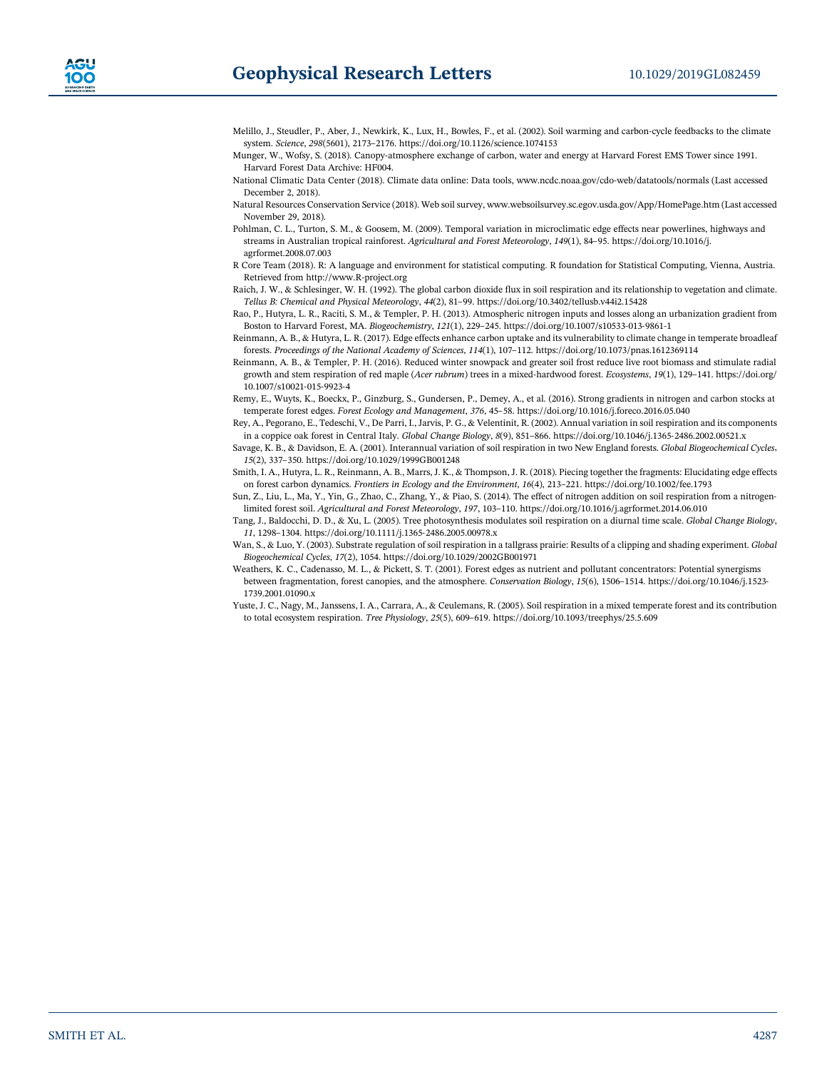Melillo, J., Steudler, P., Aber, J., Newkirk, K., Lux, H., Bowles, F., et al. (2002). Soil warming and carbon-cycle feedbacks to the climate system. *Science*, *298*(5601), 2173–2176. https://doi.org/10.1126/science.1074153

Munger, W., Wofsy, S. (2018). Canopy-atmosphere exchange of carbon, water and energy at Harvard Forest EMS Tower since 1991. Harvard Forest Data Archive: HF004.

National Climatic Data Center (2018). Climate data online: Data tools, www.ncdc.noaa.gov/cdo-web/datatools/normals (Last accessed December 2, 2018).

Natural Resources Conservation Service (2018). Web soil survey, www.websoilsurvey.sc.egov.usda.gov/App/HomePage.htm (Last accessed November 29, 2018).

Pohlman, C. L., Turton, S. M., & Goosem, M. (2009). Temporal variation in microclimatic edge effects near powerlines, highways and streams in Australian tropical rainforest. *Agricultural and Forest Meteorology*, *149*(1), 84–95. https://doi.org/10.1016/j.agrformet.2008.07.003

R Core Team (2018). R: A language and environment for statistical computing. R foundation for Statistical Computing, Vienna, Austria. Retrieved from http://www.R-project.org

Raich, J. W., & Schlesinger, W. H. (1992). The global carbon dioxide flux in soil respiration and its relationship to vegetation and climate. *Tellus B: Chemical and Physical Meteorology*, *44*(2), 81–99. https://doi.org/10.3402/tellusb.v44i2.15428

Rao, P., Hutyra, L. R., Raciti, S. M., & Templer, P. H. (2013). Atmospheric nitrogen inputs and losses along an urbanization gradient from Boston to Harvard Forest, MA. *Biogeochemistry*, *121*(1), 229–245. https://doi.org/10.1007/s10533-013-9861-1

Reinmann, A. B., & Hutyra, L. R. (2017). Edge effects enhance carbon uptake and its vulnerability to climate change in temperate broadleaf forests. *Proceedings of the National Academy of Sciences*, *114*(1), 107–112. https://doi.org/10.1073/pnas.1612369114

Reinmann, A. B., & Templer, P. H. (2016). Reduced winter snowpack and greater soil frost reduce live root biomass and stimulate radial growth and stem respiration of red maple (*Acer rubrum*) trees in a mixed-hardwood forest. *Ecosystems*, *19*(1), 129–141. https://doi.org/10.1007/s10021-015-9923-4

Remy, E., Wuyts, K., Boeckx, P., Ginzburg, S., Gundersen, P., Demey, A., et al. (2016). Strong gradients in nitrogen and carbon stocks at temperate forest edges. *Forest Ecology and Management*, *376*, 45–58. https://doi.org/10.1016/j.foreco.2016.05.040

Rey, A., Pegorano, E., Tedeschi, V., De Parri, I., Jarvis, P. G., & Velentinit, R. (2002). Annual variation in soil respiration and its components in a coppice oak forest in Central Italy. *Global Change Biology*, *8*(9), 851–866. https://doi.org/10.1046/j.1365-2486.2002.00521.x

Savage, K. B., & Davidson, E. A. (2001). Interannual variation of soil respiration in two New England forests. *Global Biogeochemical Cycles*, *15*(2), 337–350. https://doi.org/10.1029/1999GB001248

Smith, I. A., Hutyra, L. R., Reinmann, A. B., Marrs, J. K., & Thompson, J. R. (2018). Piecing together the fragments: Elucidating edge effects on forest carbon dynamics. *Frontiers in Ecology and the Environment*, *16*(4), 213–221. https://doi.org/10.1002/fee.1793

Sun, Z., Liu, L., Ma, Y., Yin, G., Zhao, C., Zhang, Y., & Piao, S. (2014). The effect of nitrogen addition on soil respiration from a nitrogen-limited forest soil. *Agricultural and Forest Meteorology*, *197*, 103–110. https://doi.org/10.1016/j.agrformet.2014.06.010

Tang, J., Baldocchi, D. D., & Xu, L. (2005). Tree photosynthesis modulates soil respiration on a diurnal time scale. *Global Change Biology*, *11*, 1298–1304. https://doi.org/10.1111/j.1365-2486.2005.00978.x

Wan, S., & Luo, Y. (2003). Substrate regulation of soil respiration in a tallgrass prairie: Results of a clipping and shading experiment. *Global Biogeochemical Cycles*, *17*(2), 1054. https://doi.org/10.1029/2002GB001971

Weathers, K. C., Cadenasso, M. L., & Pickett, S. T. (2001). Forest edges as nutrient and pollutant concentrators: Potential synergisms between fragmentation, forest canopies, and the atmosphere. *Conservation Biology*, *15*(6), 1506–1514. https://doi.org/10.1046/j.1523-1739.2001.01090.x

Yuste, J. C., Nagy, M., Janssens, I. A., Carrara, A., & Ceulemans, R. (2005). Soil respiration in a mixed temperate forest and its contribution to total ecosystem respiration. *Tree Physiology*, *25*(5), 609–619. https://doi.org/10.1093/treephys/25.5.609